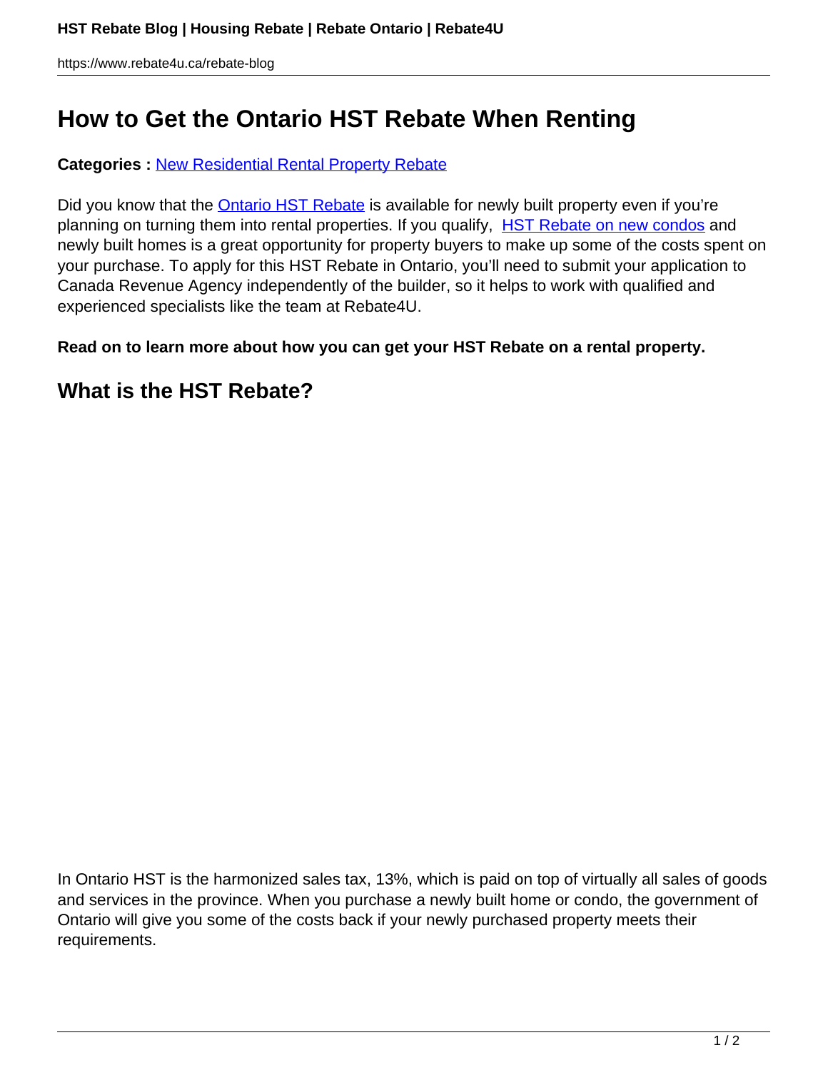# How to Get the Ontario HST Rebate When Renting

**Categories :** New Residential Rental Property Rebate

Did you know that the Ontario HST Rebate is available for newly built property even if you're planning on turning them into rental properties. If you qualify, HST Rebate on new condos and newly built homes is a great opportunity for property buyers to make up some of the costs spent on your purchase. To apply for this HST Rebate in Ontario, you'll need to submit your application to Canada Revenue Agency independently of the builder, so it helps to work with qualified and experienced specialists like the team at Rebate4U.

**Read on to learn more about how you can get your HST Rebate on a rental property.**

## What is the HST Rebate?

In Ontario HST is the harmonized sales tax, 13%, which is paid on top of virtually all sales of goods and services in the province. When you purchase a newly built home or condo, the government of Ontario will give you some of the costs back if your newly purchased property meets their requirements.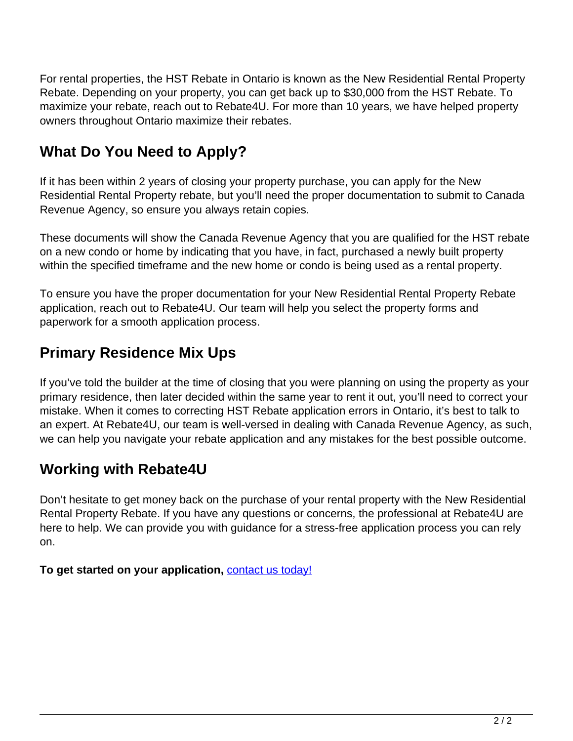For rental properties, the HST Rebate in Ontario is known as the New Residential Rental Property Rebate. Depending on your property, you can get back up to $30,000 from the HST Rebate. To maximize your rebate, reach out to Rebate4U. For more than 10 years, we have helped property owners throughout Ontario maximize their rebates.

## What Do You Need to Apply?

If it has been within 2 years of closing your property purchase, you can apply for the New Residential Rental Property rebate, but you'll need the proper documentation to submit to Canada Revenue Agency, so ensure you always retain copies.

These documents will show the Canada Revenue Agency that you are qualified for the HST rebate on a new condo or home by indicating that you have, in fact, purchased a newly built property within the specified timeframe and the new home or condo is being used as a rental property.

To ensure you have the proper documentation for your New Residential Rental Property Rebate application, reach out to Rebate4U. Our team will help you select the property forms and paperwork for a smooth application process.

## Primary Residence Mix Ups

If you've told the builder at the time of closing that you were planning on using the property as your primary residence, then later decided within the same year to rent it out, you'll need to correct your mistake. When it comes to correcting HST Rebate application errors in Ontario, it's best to talk to an expert. At Rebate4U, our team is well-versed in dealing with Canada Revenue Agency, as such, we can help you navigate your rebate application and any mistakes for the best possible outcome.

## Working with Rebate4U

Don't hesitate to get money back on the purchase of your rental property with the New Residential Rental Property Rebate. If you have any questions or concerns, the professional at Rebate4U are here to help. We can provide you with guidance for a stress-free application process you can rely on.

**To get started on your application,** [contact us today!]